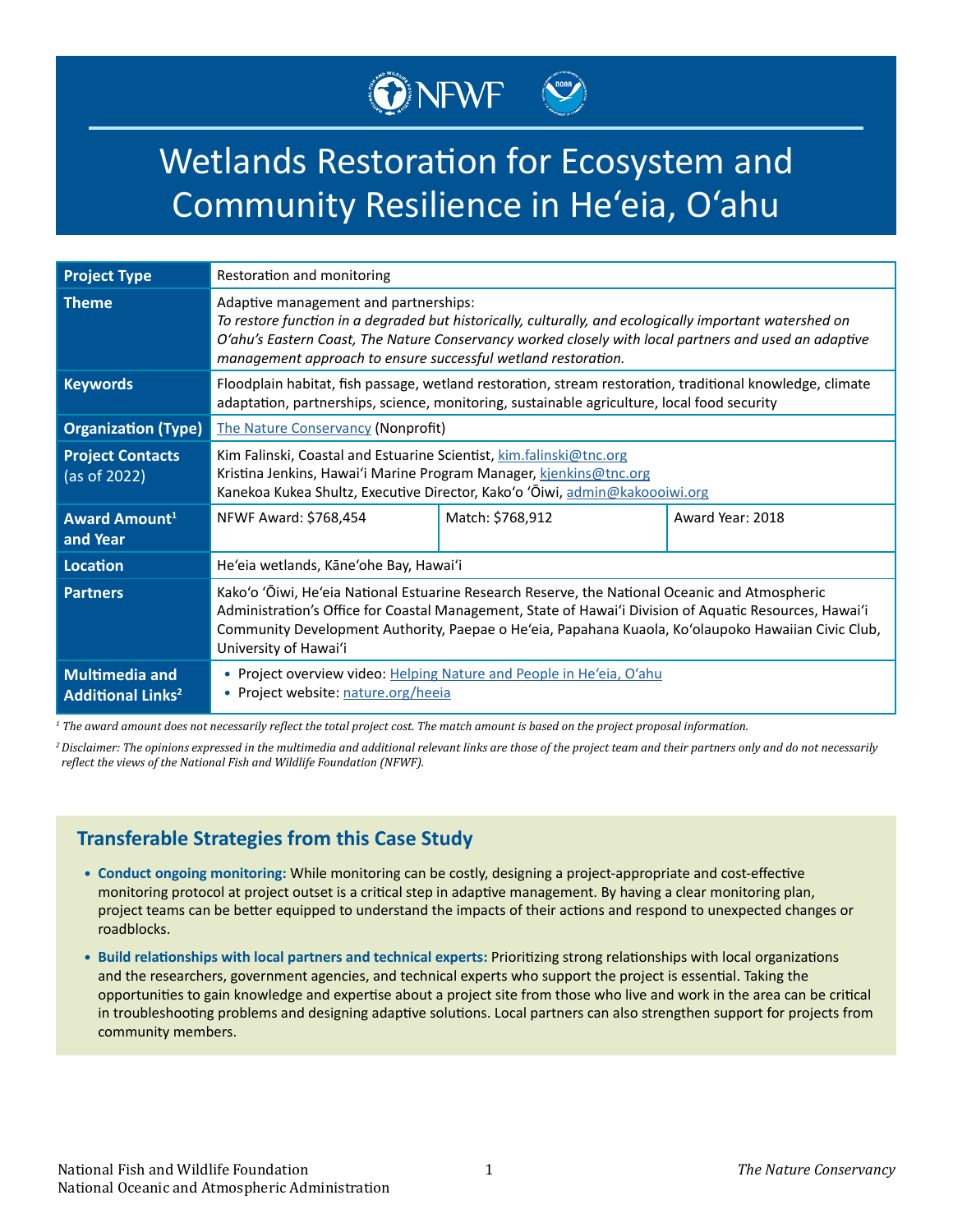# Wetlands Restoration for Ecosystem and Community Resilience in He'eia, O'ahu

| | | | |
|---|---|---|---|
| **Project Type** | Restoration and monitoring | | |
| **Theme** | Adaptive management and partnerships: *To restore function in a degraded but historically, culturally, and ecologically important watershed on O'ahu's Eastern Coast, The Nature Conservancy worked closely with local partners and used an adaptive management approach to ensure successful wetland restoration.* | | |
| **Keywords** | Floodplain habitat, fish passage, wetland restoration, stream restoration, traditional knowledge, climate adaptation, partnerships, science, monitoring, sustainable agriculture, local food security | | |
| **Organization (Type)** | The Nature Conservancy (Nonprofit) | | |
| **Project Contacts** (as of 2022) | Kim Falinski, Coastal and Estuarine Scientist, kim.falinski@tnc.org<br>Kristina Jenkins, Hawai'i Marine Program Manager, kjenkins@tnc.org<br>Kanekoa Kukea Shultz, Executive Director, Kako'o 'Ōiwi, admin@kakoooiwi.org | | |
| **Award Amount[1] and Year** | NFWF Award: $768,454 | Match: $768,912 | Award Year: 2018 |
| **Location** | He'eia wetlands, Kāne'ohe Bay, Hawai'i | | |
| **Partners** | Kako'o 'Ōiwi, He'eia National Estuarine Research Reserve, the National Oceanic and Atmospheric Administration's Office for Coastal Management, State of Hawai'i Division of Aquatic Resources, Hawai'i Community Development Authority, Paepae o He'eia, Papahana Kuaola, Ko'olaupoko Hawaiian Civic Club, University of Hawai'i | | |
| **Multimedia and Additional Links[2]** | • Project overview video: Helping Nature and People in He'eia, O'ahu<br>• Project website: nature.org/heeia | | |

*[1] The award amount does not necessarily reflect the total project cost. The match amount is based on the project proposal information.*

*[2] Disclaimer: The opinions expressed in the multimedia and additional relevant links are those of the project team and their partners only and do not necessarily reflect the views of the National Fish and Wildlife Foundation (NFWF).*

## Transferable Strategies from this Case Study

- **Conduct ongoing monitoring:** While monitoring can be costly, designing a project-appropriate and cost-effective monitoring protocol at project outset is a critical step in adaptive management. By having a clear monitoring plan, project teams can be better equipped to understand the impacts of their actions and respond to unexpected changes or roadblocks.
- **Build relationships with local partners and technical experts:** Prioritizing strong relationships with local organizations and the researchers, government agencies, and technical experts who support the project is essential. Taking the opportunities to gain knowledge and expertise about a project site from those who live and work in the area can be critical in troubleshooting problems and designing adaptive solutions. Local partners can also strengthen support for projects from community members.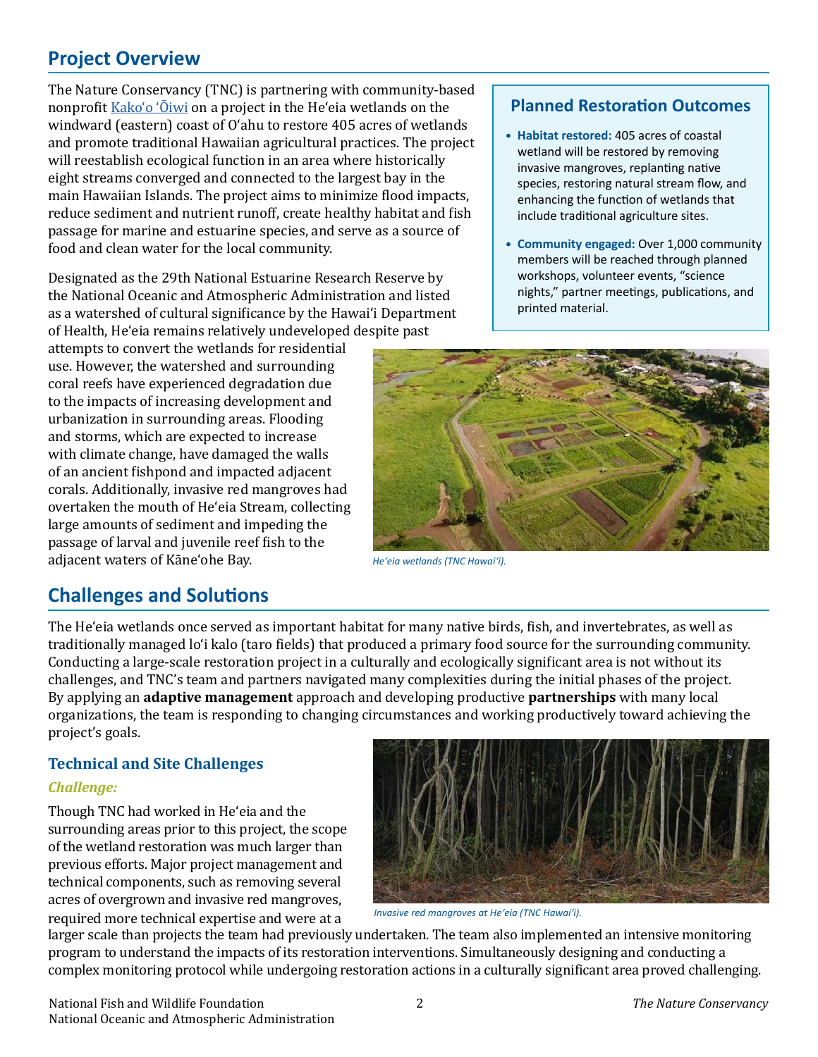## Project Overview

The Nature Conservancy (TNC) is partnering with community-based nonprofit Kakoʻo ʻŌiwi on a project in the Heʻeia wetlands on the windward (eastern) coast of Oʻahu to restore 405 acres of wetlands and promote traditional Hawaiian agricultural practices. The project will reestablish ecological function in an area where historically eight streams converged and connected to the largest bay in the main Hawaiian Islands. The project aims to minimize flood impacts, reduce sediment and nutrient runoff, create healthy habitat and fish passage for marine and estuarine species, and serve as a source of food and clean water for the local community.

Designated as the 29th National Estuarine Research Reserve by the National Oceanic and Atmospheric Administration and listed as a watershed of cultural significance by the Hawaiʻi Department of Health, Heʻeia remains relatively undeveloped despite past attempts to convert the wetlands for residential use. However, the watershed and surrounding coral reefs have experienced degradation due to the impacts of increasing development and urbanization in surrounding areas. Flooding and storms, which are expected to increase with climate change, have damaged the walls of an ancient fishpond and impacted adjacent corals. Additionally, invasive red mangroves had overtaken the mouth of Heʻeia Stream, collecting large amounts of sediment and impeding the passage of larval and juvenile reef fish to the adjacent waters of Kāneʻohe Bay.

### Planned Restoration Outcomes

- **Habitat restored:** 405 acres of coastal wetland will be restored by removing invasive mangroves, replanting native species, restoring natural stream flow, and enhancing the function of wetlands that include traditional agriculture sites.
- **Community engaged:** Over 1,000 community members will be reached through planned workshops, volunteer events, "science nights," partner meetings, publications, and printed material.

*Heʻeia wetlands (TNC Hawaiʻi).*

## Challenges and Solutions

The Heʻeia wetlands once served as important habitat for many native birds, fish, and invertebrates, as well as traditionally managed loʻi kalo (taro fields) that produced a primary food source for the surrounding community. Conducting a large-scale restoration project in a culturally and ecologically significant area is not without its challenges, and TNC's team and partners navigated many complexities during the initial phases of the project. By applying an **adaptive management** approach and developing productive **partnerships** with many local organizations, the team is responding to changing circumstances and working productively toward achieving the project's goals.

### Technical and Site Challenges

***Challenge:***

Though TNC had worked in Heʻeia and the surrounding areas prior to this project, the scope of the wetland restoration was much larger than previous efforts. Major project management and technical components, such as removing several acres of overgrown and invasive red mangroves, required more technical expertise and were at a larger scale than projects the team had previously undertaken. The team also implemented an intensive monitoring program to understand the impacts of its restoration interventions. Simultaneously designing and conducting a complex monitoring protocol while undergoing restoration actions in a culturally significant area proved challenging.

*Invasive red mangroves at Heʻeia (TNC Hawaiʻi).*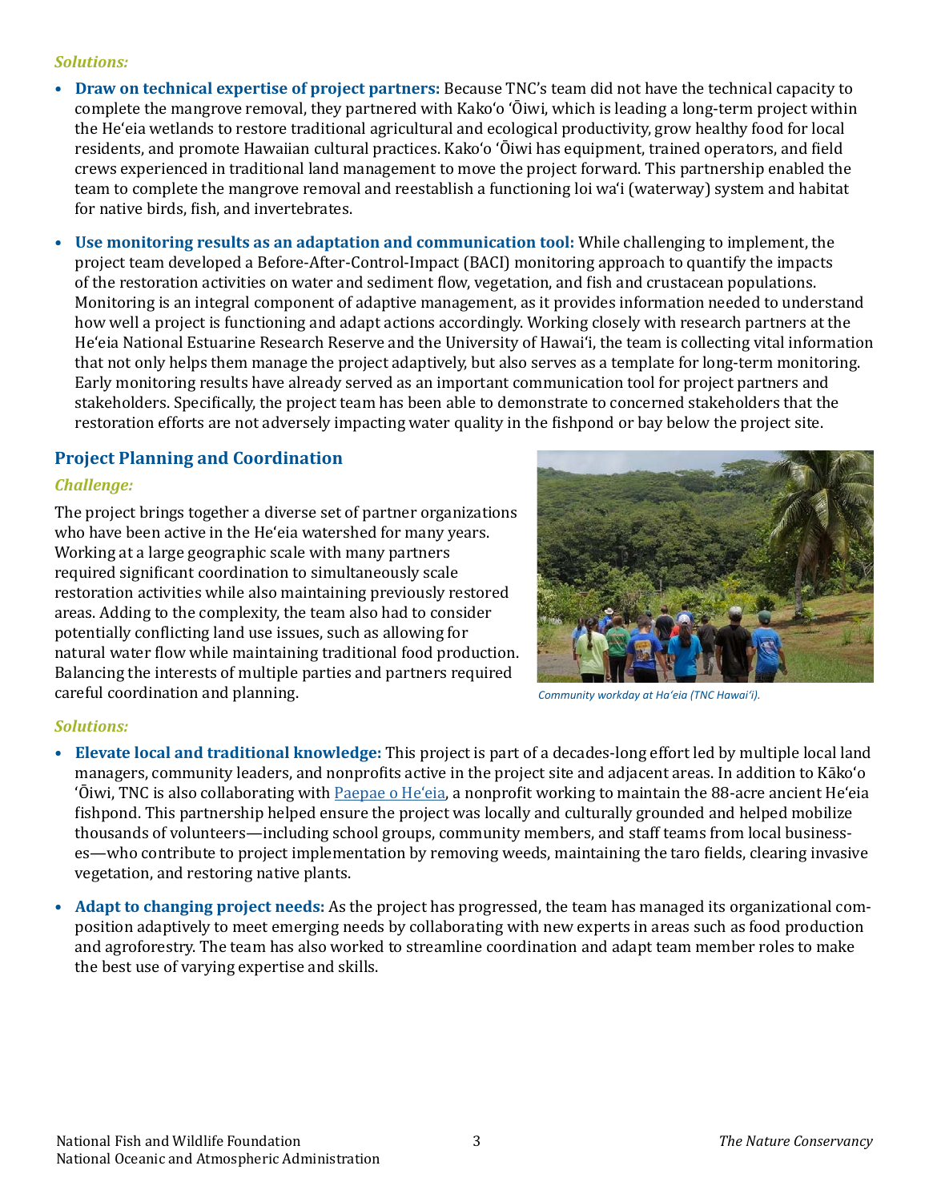*Solutions:*

- **Draw on technical expertise of project partners:** Because TNC's team did not have the technical capacity to complete the mangrove removal, they partnered with Kakoʻo ʻŌiwi, which is leading a long-term project within the Heʻeia wetlands to restore traditional agricultural and ecological productivity, grow healthy food for local residents, and promote Hawaiian cultural practices. Kakoʻo ʻŌiwi has equipment, trained operators, and field crews experienced in traditional land management to move the project forward. This partnership enabled the team to complete the mangrove removal and reestablish a functioning loi waʻi (waterway) system and habitat for native birds, fish, and invertebrates.
- **Use monitoring results as an adaptation and communication tool:** While challenging to implement, the project team developed a Before-After-Control-Impact (BACI) monitoring approach to quantify the impacts of the restoration activities on water and sediment flow, vegetation, and fish and crustacean populations. Monitoring is an integral component of adaptive management, as it provides information needed to understand how well a project is functioning and adapt actions accordingly. Working closely with research partners at the Heʻeia National Estuarine Research Reserve and the University of Hawaiʻi, the team is collecting vital information that not only helps them manage the project adaptively, but also serves as a template for long-term monitoring. Early monitoring results have already served as an important communication tool for project partners and stakeholders. Specifically, the project team has been able to demonstrate to concerned stakeholders that the restoration efforts are not adversely impacting water quality in the fishpond or bay below the project site.

## Project Planning and Coordination

*Challenge:*

The project brings together a diverse set of partner organizations who have been active in the Heʻeia watershed for many years. Working at a large geographic scale with many partners required significant coordination to simultaneously scale restoration activities while also maintaining previously restored areas. Adding to the complexity, the team also had to consider potentially conflicting land use issues, such as allowing for natural water flow while maintaining traditional food production. Balancing the interests of multiple parties and partners required careful coordination and planning.

*Community workday at Haʻeia (TNC Hawaiʻi).*

*Solutions:*

- **Elevate local and traditional knowledge:** This project is part of a decades-long effort led by multiple local land managers, community leaders, and nonprofits active in the project site and adjacent areas. In addition to Kākoʻo ʻŌiwi, TNC is also collaborating with Paepae o Heʻeia, a nonprofit working to maintain the 88-acre ancient Heʻeia fishpond. This partnership helped ensure the project was locally and culturally grounded and helped mobilize thousands of volunteers—including school groups, community members, and staff teams from local businesses—who contribute to project implementation by removing weeds, maintaining the taro fields, clearing invasive vegetation, and restoring native plants.
- **Adapt to changing project needs:** As the project has progressed, the team has managed its organizational composition adaptively to meet emerging needs by collaborating with new experts in areas such as food production and agroforestry. The team has also worked to streamline coordination and adapt team member roles to make the best use of varying expertise and skills.